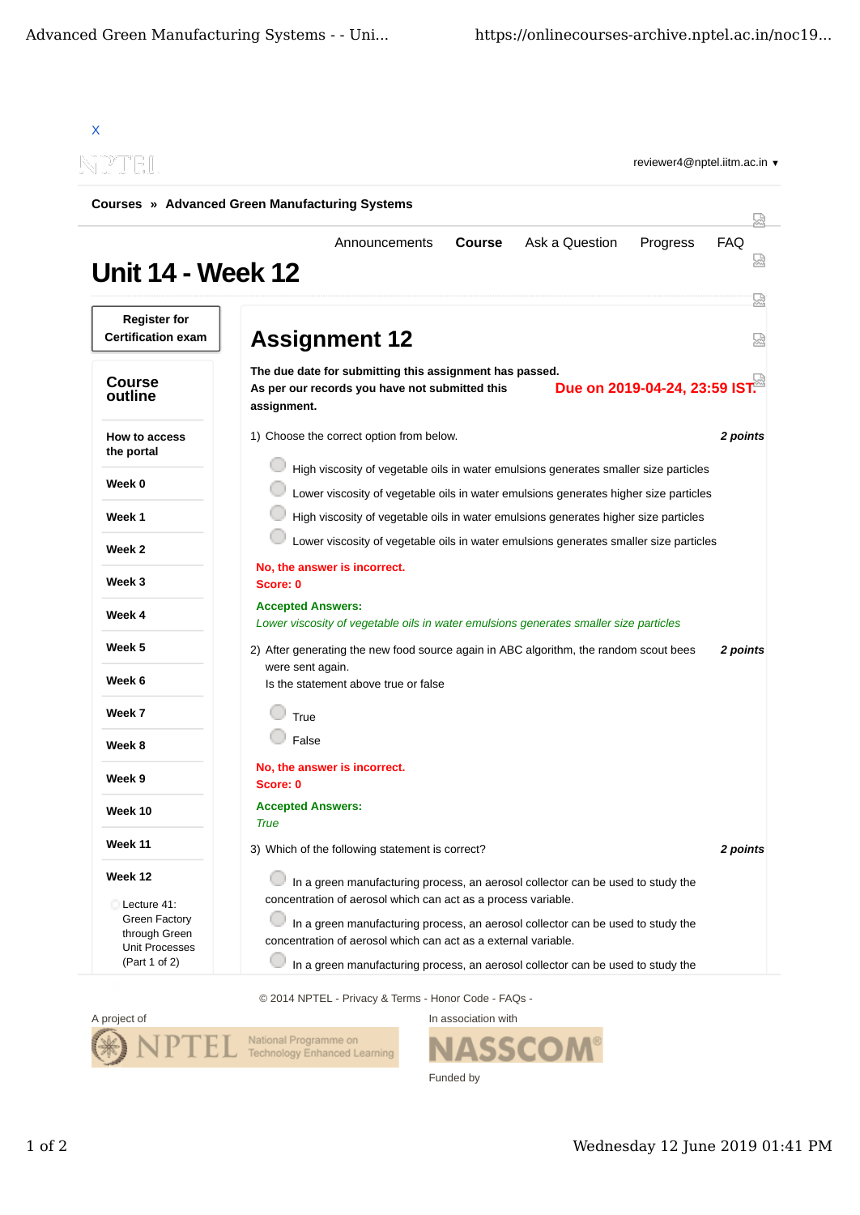X

reviewer4@nptel.iitm.ac.in ▾

**Courses » Advanced Green Manufacturing Systems**

Announcements **Course** Ask a Question Progress FAQ

# Unit 14 - Week 12

**Register for Certification exam**

**Course outline**

**How to access the portal**

**Week 0**

**Week 1**

**Week 2**

**Week 3**

**Week 4**

**Week 5**

**Week 6**

**Week 7**

**Week 8**

**Week 9**

**Week 10**

**Week 11**

**Week 12**

Lecture 41: Green Factory through Green Unit Processes (Part 1 of 2)

## Assignment 12

**The due date for submitting this assignment has passed.**
**As per our records you have not submitted this assignment.**

**Due on 2019-04-24, 23:59 IST.**

1) Choose the correct option from below. ***2 points***

- High viscosity of vegetable oils in water emulsions generates smaller size particles
- Lower viscosity of vegetable oils in water emulsions generates higher size particles
- High viscosity of vegetable oils in water emulsions generates higher size particles
- Lower viscosity of vegetable oils in water emulsions generates smaller size particles

**No, the answer is incorrect.**
**Score: 0**

**Accepted Answers:**
*Lower viscosity of vegetable oils in water emulsions generates smaller size particles*

2) After generating the new food source again in ABC algorithm, the random scout bees were sent again.
Is the statement above true or false ***2 points***

- True
- False

**No, the answer is incorrect.**
**Score: 0**

**Accepted Answers:**
*True*

3) Which of the following statement is correct? ***2 points***

- In a green manufacturing process, an aerosol collector can be used to study the concentration of aerosol which can act as a process variable.
- In a green manufacturing process, an aerosol collector can be used to study the concentration of aerosol which can act as a external variable.
- In a green manufacturing process, an aerosol collector can be used to study the

© 2014 NPTEL - Privacy & Terms - Honor Code - FAQs -

A project of

In association with

Funded by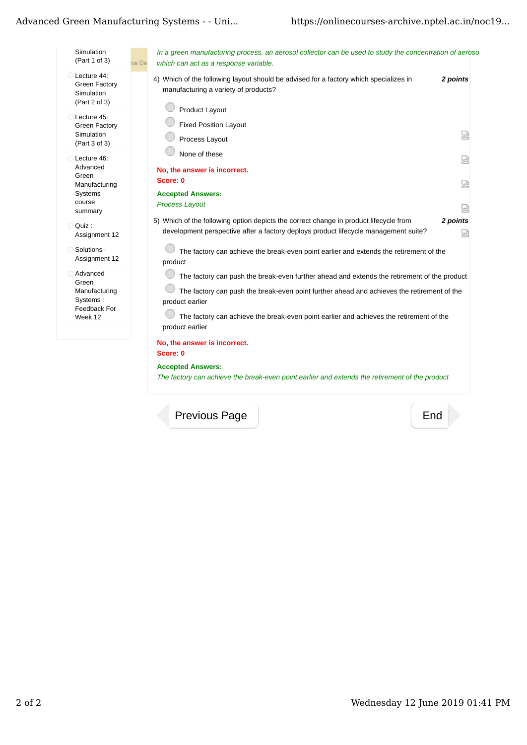- Simulation (Part 1 of 3)
- Lecture 44: Green Factory Simulation (Part 2 of 3)
- Lecture 45: Green Factory Simulation (Part 3 of 3)
- Lecture 46: Advanced Green Manufacturing Systems course summary
- Quiz : Assignment 12
- Solutions - Assignment 12
- Advanced Green Manufacturing Systems : Feedback For Week 12

*In a green manufacturing process, an aerosol collector can be used to study the concentration of aeroso which can act as a response variable.*

4) Which of the following layout should be advised for a factory which specializes in manufacturing a variety of products? **2 points**

- Product Layout
- Fixed Position Layout
- Process Layout
- None of these

**No, the answer is incorrect.**
**Score: 0**

**Accepted Answers:**
*Process Layout*

5) Which of the following option depicts the correct change in product lifecycle from development perspective after a factory deploys product lifecycle management suite? **2 points**

- The factory can achieve the break-even point earlier and extends the retirement of the product
- The factory can push the break-even further ahead and extends the retirement of the product
- The factory can push the break-even point further ahead and achieves the retirement of the product earlier
- The factory can achieve the break-even point earlier and achieves the retirement of the product earlier

**No, the answer is incorrect.**
**Score: 0**

**Accepted Answers:**
*The factory can achieve the break-even point earlier and extends the retirement of the product*

Previous Page | End